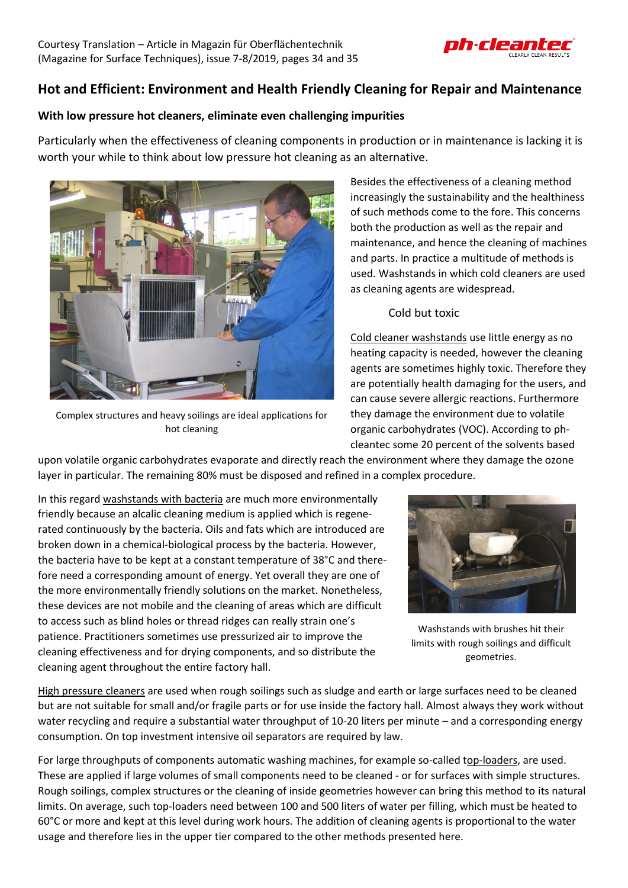Courtesy Translation – Article in Magazin für Oberflächentechnik (Magazine for Surface Techniques), issue 7-8/2019, pages 34 and 35

## Hot and Efficient: Environment and Health Friendly Cleaning for Repair and Maintenance

### With low pressure hot cleaners, eliminate even challenging impurities

Particularly when the effectiveness of cleaning components in production or in maintenance is lacking it is worth your while to think about low pressure hot cleaning as an alternative.

Complex structures and heavy soilings are ideal applications for hot cleaning

Besides the effectiveness of a cleaning method increasingly the sustainability and the healthiness of such methods come to the fore. This concerns both the production as well as the repair and maintenance, and hence the cleaning of machines and parts. In practice a multitude of methods is used. Washstands in which cold cleaners are used as cleaning agents are widespread.

Cold but toxic

Cold cleaner washstands use little energy as no heating capacity is needed, however the cleaning agents are sometimes highly toxic. Therefore they are potentially health damaging for the users, and can cause severe allergic reactions. Furthermore they damage the environment due to volatile organic carbohydrates (VOC). According to ph-cleantec some 20 percent of the solvents based upon volatile organic carbohydrates evaporate and directly reach the environment where they damage the ozone layer in particular. The remaining 80% must be disposed and refined in a complex procedure.

In this regard washstands with bacteria are much more environmentally friendly because an alcalic cleaning medium is applied which is regenerated continuously by the bacteria. Oils and fats which are introduced are broken down in a chemical-biological process by the bacteria. However, the bacteria have to be kept at a constant temperature of 38°C and therefore need a corresponding amount of energy. Yet overall they are one of the more environmentally friendly solutions on the market. Nonetheless, these devices are not mobile and the cleaning of areas which are difficult to access such as blind holes or thread ridges can really strain one's patience. Practitioners sometimes use pressurized air to improve the cleaning effectiveness and for drying components, and so distribute the cleaning agent throughout the entire factory hall.

Washstands with brushes hit their limits with rough soilings and difficult geometries.

High pressure cleaners are used when rough soilings such as sludge and earth or large surfaces need to be cleaned but are not suitable for small and/or fragile parts or for use inside the factory hall. Almost always they work without water recycling and require a substantial water throughput of 10-20 liters per minute – and a corresponding energy consumption. On top investment intensive oil separators are required by law.

For large throughputs of components automatic washing machines, for example so-called top-loaders, are used. These are applied if large volumes of small components need to be cleaned - or for surfaces with simple structures. Rough soilings, complex structures or the cleaning of inside geometries however can bring this method to its natural limits. On average, such top-loaders need between 100 and 500 liters of water per filling, which must be heated to 60°C or more and kept at this level during work hours. The addition of cleaning agents is proportional to the water usage and therefore lies in the upper tier compared to the other methods presented here.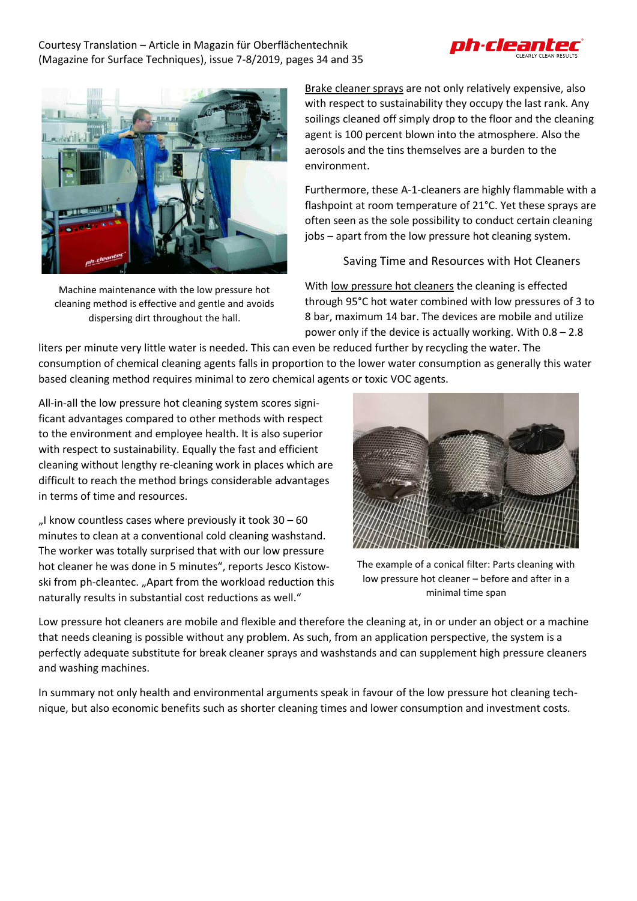Courtesy Translation – Article in Magazin für Oberflächentechnik (Magazine for Surface Techniques), issue 7-8/2019, pages 34 and 35

Machine maintenance with the low pressure hot cleaning method is effective and gentle and avoids dispersing dirt throughout the hall.

Brake cleaner sprays are not only relatively expensive, also with respect to sustainability they occupy the last rank. Any soilings cleaned off simply drop to the floor and the cleaning agent is 100 percent blown into the atmosphere. Also the aerosols and the tins themselves are a burden to the environment.

Furthermore, these A-1-cleaners are highly flammable with a flashpoint at room temperature of 21°C. Yet these sprays are often seen as the sole possibility to conduct certain cleaning jobs – apart from the low pressure hot cleaning system.

## Saving Time and Resources with Hot Cleaners

With low pressure hot cleaners the cleaning is effected through 95°C hot water combined with low pressures of 3 to 8 bar, maximum 14 bar. The devices are mobile and utilize power only if the device is actually working. With 0.8 – 2.8 liters per minute very little water is needed. This can even be reduced further by recycling the water. The consumption of chemical cleaning agents falls in proportion to the lower water consumption as generally this water based cleaning method requires minimal to zero chemical agents or toxic VOC agents.

All-in-all the low pressure hot cleaning system scores significant advantages compared to other methods with respect to the environment and employee health. It is also superior with respect to sustainability. Equally the fast and efficient cleaning without lengthy re-cleaning work in places which are difficult to reach the method brings considerable advantages in terms of time and resources.

„I know countless cases where previously it took 30 – 60 minutes to clean at a conventional cold cleaning washstand. The worker was totally surprised that with our low pressure hot cleaner he was done in 5 minutes", reports Jesco Kistowski from ph-cleantec. „Apart from the workload reduction this naturally results in substantial cost reductions as well."

The example of a conical filter: Parts cleaning with low pressure hot cleaner – before and after in a minimal time span

Low pressure hot cleaners are mobile and flexible and therefore the cleaning at, in or under an object or a machine that needs cleaning is possible without any problem. As such, from an application perspective, the system is a perfectly adequate substitute for break cleaner sprays and washstands and can supplement high pressure cleaners and washing machines.

In summary not only health and environmental arguments speak in favour of the low pressure hot cleaning technique, but also economic benefits such as shorter cleaning times and lower consumption and investment costs.